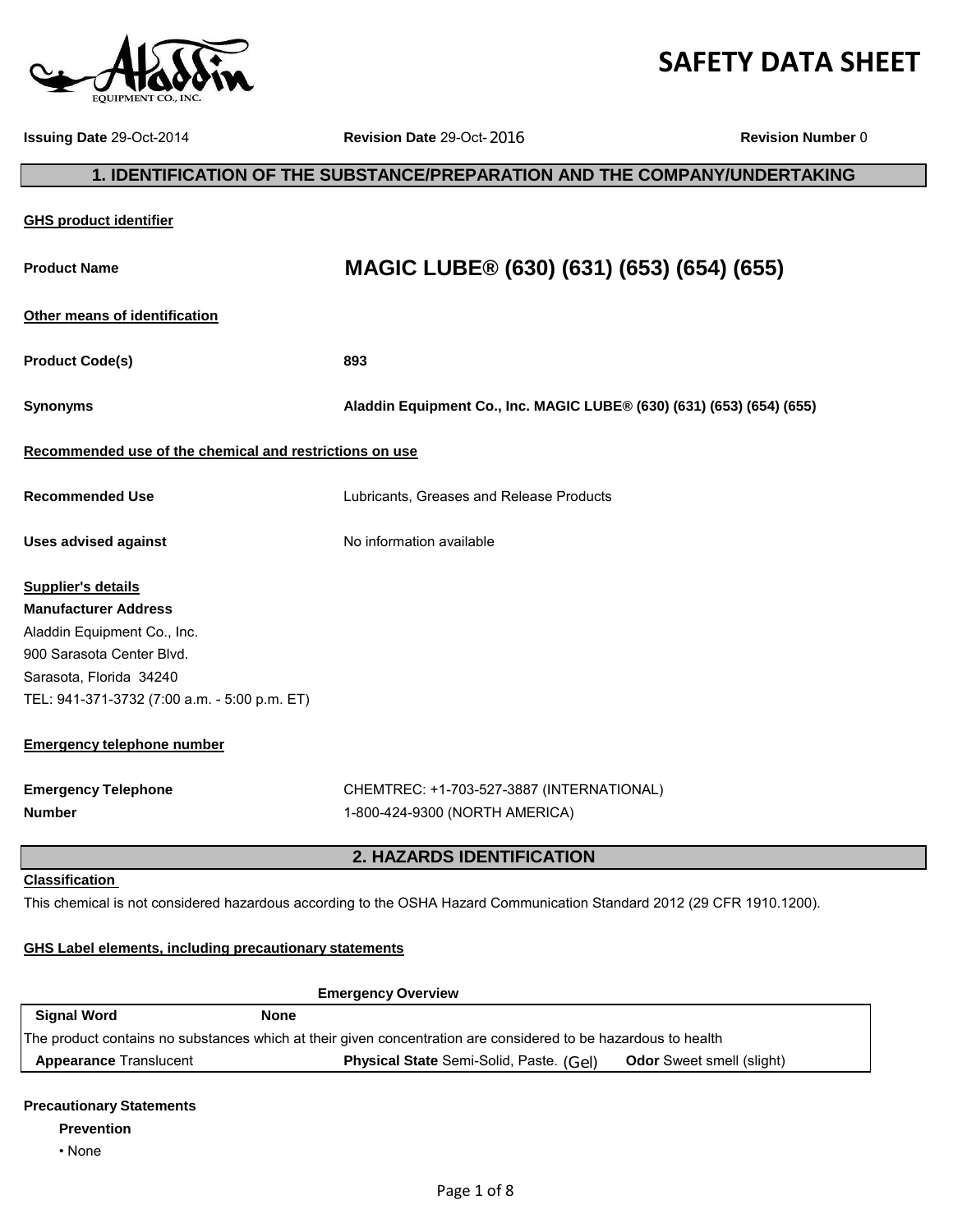# SAFETY DATA SHEET

**Issuing Date** 29-Oct-2014 **Revision Date** 29-Oct-2016 **Revision Number** 0

## 1. IDENTIFICATION OF THE SUBSTANCE/PREPARATION AND THE COMPANY/UNDERTAKING

**GHS product identifier**

**Product Name** **MAGIC LUBE® (630) (631) (653) (654) (655)**

**Other means of identification**

**Product Code(s)** **893**

**Synonyms** **Aladdin Equipment Co., Inc. MAGIC LUBE® (630) (631) (653) (654) (655)**

**Recommended use of the chemical and restrictions on use**

**Recommended Use** Lubricants, Greases and Release Products

**Uses advised against** No information available

**Supplier's details**

**Manufacturer Address**
Aladdin Equipment Co., Inc.
900 Sarasota Center Blvd.
Sarasota, Florida 34240
TEL: 941-371-3732 (7:00 a.m. - 5:00 p.m. ET)

**Emergency telephone number**

**Emergency Telephone Number** CHEMTREC: +1-703-527-3887 (INTERNATIONAL)
1-800-424-9300 (NORTH AMERICA)

## 2. HAZARDS IDENTIFICATION

**Classification**

This chemical is not considered hazardous according to the OSHA Hazard Communication Standard 2012 (29 CFR 1910.1200).

**GHS Label elements, including precautionary statements**

**Emergency Overview**

| **Signal Word** | **None** | |
|---|---|---|
| The product contains no substances which at their given concentration are considered to be hazardous to health | | |
| **Appearance** Translucent | **Physical State** Semi-Solid, Paste. (Gel) | **Odor** Sweet smell (slight) |

**Precautionary Statements**

**Prevention**

- None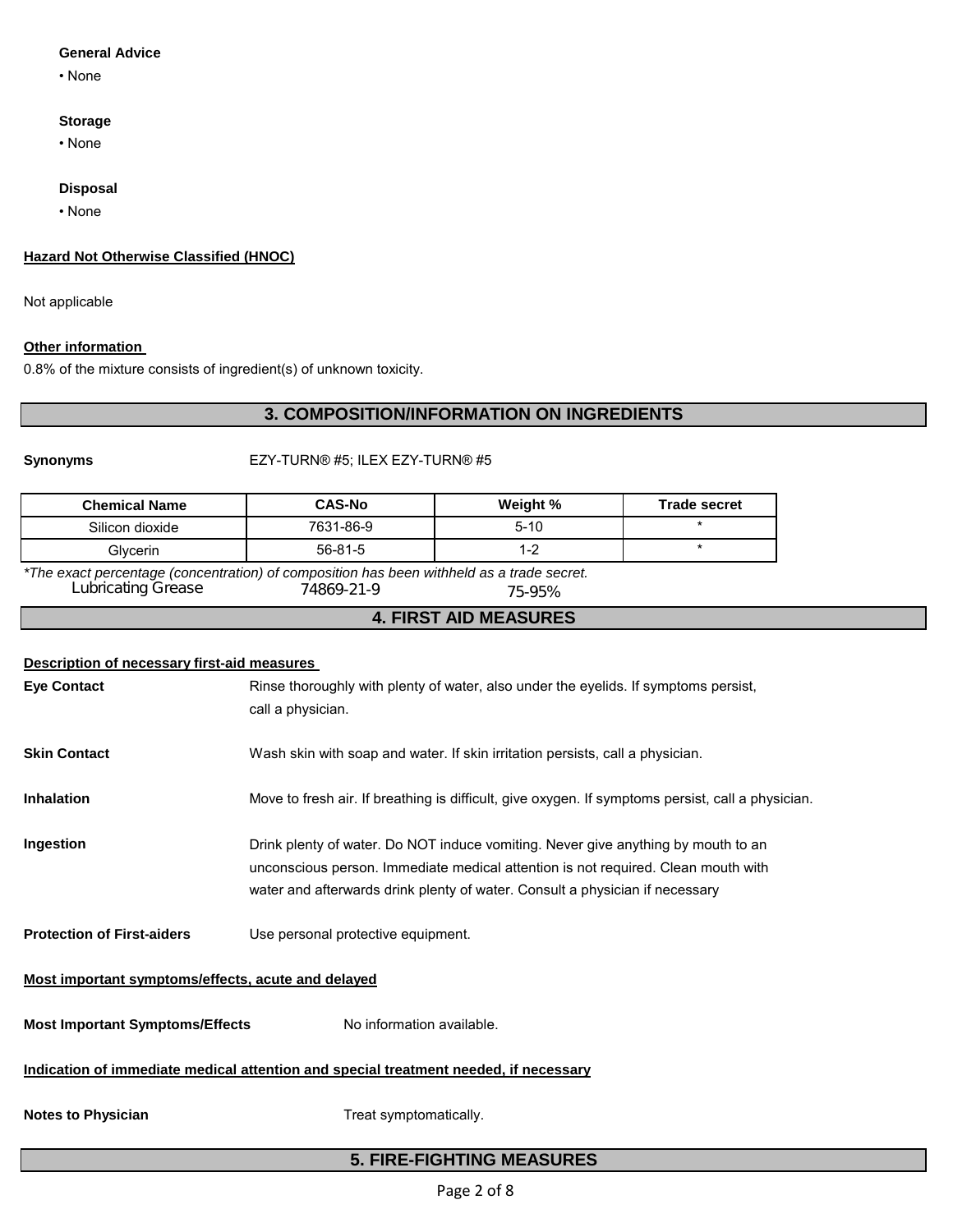**General Advice**

- None

**Storage**

- None

**Disposal**

- None

**Hazard Not Otherwise Classified (HNOC)**

Not applicable

**Other information**

0.8% of the mixture consists of ingredient(s) of unknown toxicity.

## 3. COMPOSITION/INFORMATION ON INGREDIENTS

**Synonyms** EZY-TURN® #5; ILEX EZY-TURN® #5

| Chemical Name | CAS-No | Weight % | Trade secret |
|---|---|---|---|
| Silicon dioxide | 7631-86-9 | 5-10 | * |
| Glycerin | 56-81-5 | 1-2 | * |

*The exact percentage (concentration) of composition has been withheld as a trade secret.*

| Lubricating Grease | 74869-21-9 | 75-95% | |
|---|---|---|---|

## 4. FIRST AID MEASURES

**Description of necessary first-aid measures**

**Eye Contact** Rinse thoroughly with plenty of water, also under the eyelids. If symptoms persist, call a physician.

**Skin Contact** Wash skin with soap and water. If skin irritation persists, call a physician.

**Inhalation** Move to fresh air. If breathing is difficult, give oxygen. If symptoms persist, call a physician.

**Ingestion** Drink plenty of water. Do NOT induce vomiting. Never give anything by mouth to an unconscious person. Immediate medical attention is not required. Clean mouth with water and afterwards drink plenty of water. Consult a physician if necessary

**Protection of First-aiders** Use personal protective equipment.

**Most important symptoms/effects, acute and delayed**

**Most Important Symptoms/Effects** No information available.

**Indication of immediate medical attention and special treatment needed, if necessary**

**Notes to Physician** Treat symptomatically.

## 5. FIRE-FIGHTING MEASURES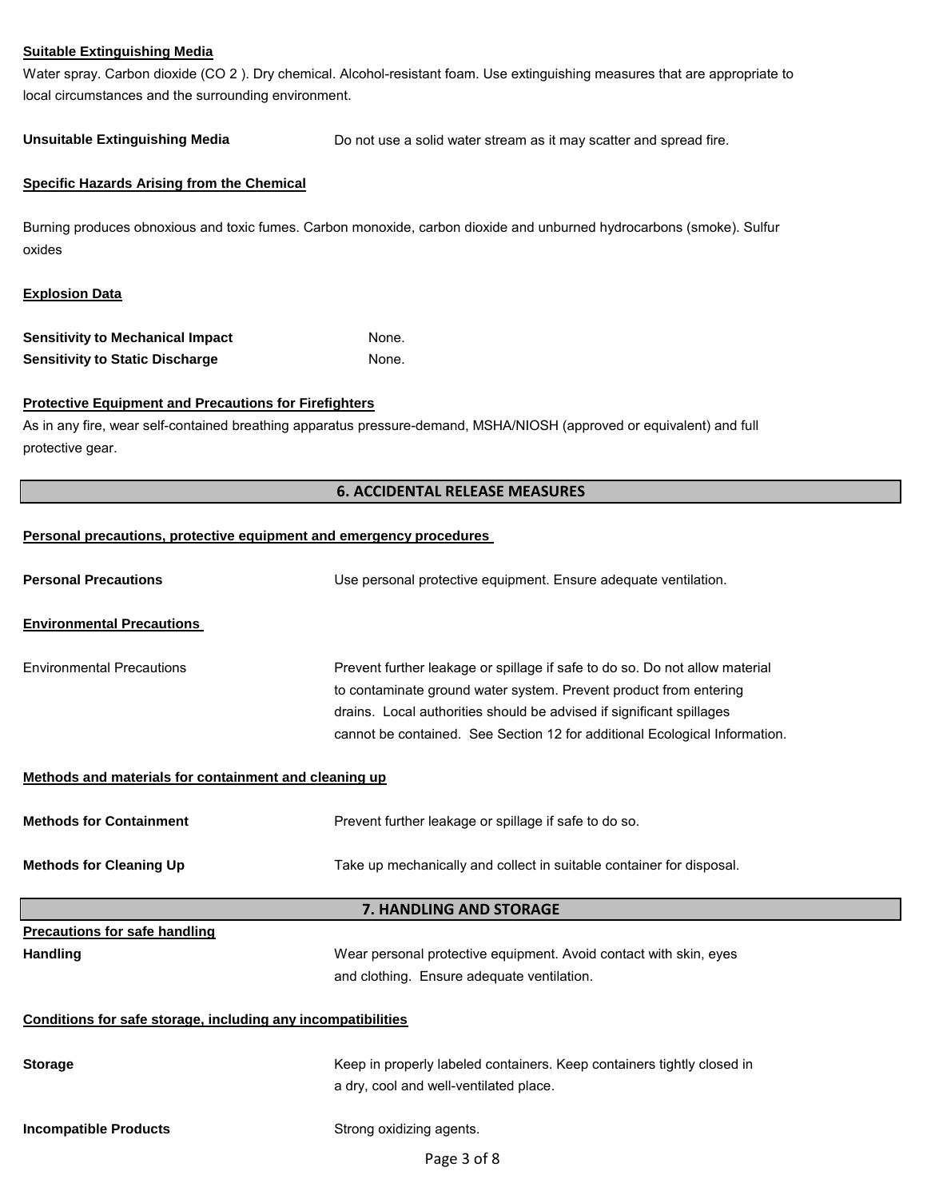**Suitable Extinguishing Media**

Water spray. Carbon dioxide ($CO_2$). Dry chemical. Alcohol-resistant foam. Use extinguishing measures that are appropriate to local circumstances and the surrounding environment.

**Unsuitable Extinguishing Media** Do not use a solid water stream as it may scatter and spread fire.

**Specific Hazards Arising from the Chemical**

Burning produces obnoxious and toxic fumes. Carbon monoxide, carbon dioxide and unburned hydrocarbons (smoke). Sulfur oxides

**Explosion Data**

**Sensitivity to Mechanical Impact** None.
**Sensitivity to Static Discharge** None.

**Protective Equipment and Precautions for Firefighters**

As in any fire, wear self-contained breathing apparatus pressure-demand, MSHA/NIOSH (approved or equivalent) and full protective gear.

## 6. ACCIDENTAL RELEASE MEASURES

**Personal precautions, protective equipment and emergency procedures**

**Personal Precautions** Use personal protective equipment. Ensure adequate ventilation.

**Environmental Precautions**

Environmental Precautions Prevent further leakage or spillage if safe to do so. Do not allow material to contaminate ground water system. Prevent product from entering drains. Local authorities should be advised if significant spillages cannot be contained. See Section 12 for additional Ecological Information.

**Methods and materials for containment and cleaning up**

**Methods for Containment** Prevent further leakage or spillage if safe to do so.

**Methods for Cleaning Up** Take up mechanically and collect in suitable container for disposal.

## 7. HANDLING AND STORAGE

**Precautions for safe handling**

**Handling** Wear personal protective equipment. Avoid contact with skin, eyes and clothing. Ensure adequate ventilation.

**Conditions for safe storage, including any incompatibilities**

**Storage** Keep in properly labeled containers. Keep containers tightly closed in a dry, cool and well-ventilated place.

**Incompatible Products** Strong oxidizing agents.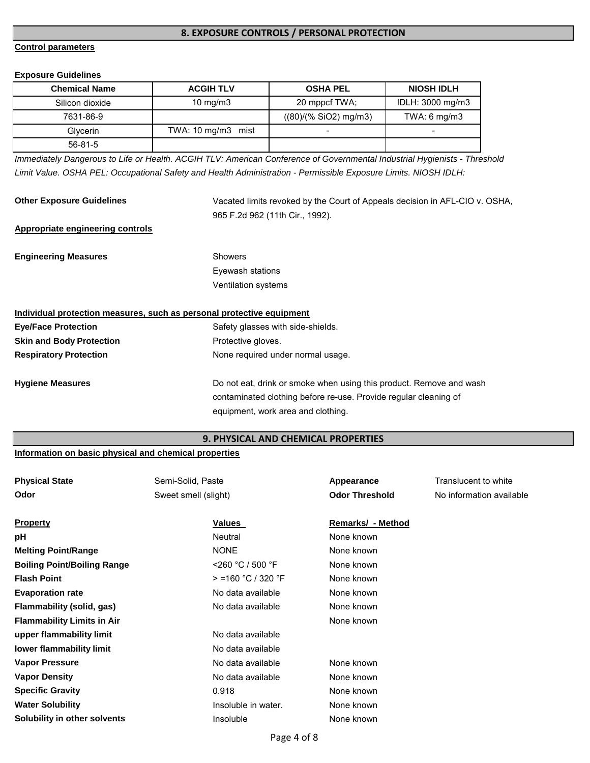## 8. EXPOSURE CONTROLS / PERSONAL PROTECTION

**Control parameters**

**Exposure Guidelines**

| Chemical Name | ACGIH TLV | OSHA PEL | NIOSH IDLH |
|---|---|---|---|
| Silicon dioxide | 10 mg/m3 | 20 mppcf TWA; | IDLH: 3000 mg/m3 |
| 7631-86-9 | | ((80)/(% SiO2) mg/m3) | TWA: 6 mg/m3 |
| Glycerin | TWA: 10 mg/m3 mist | - | - |
| 56-81-5 | | | |

*Immediately Dangerous to Life or Health. ACGIH TLV: American Conference of Governmental Industrial Hygienists - Threshold Limit Value. OSHA PEL: Occupational Safety and Health Administration - Permissible Exposure Limits. NIOSH IDLH:*

**Other Exposure Guidelines** Vacated limits revoked by the Court of Appeals decision in AFL-CIO v. OSHA, 965 F.2d 962 (11th Cir., 1992).

**Appropriate engineering controls**

**Engineering Measures**
Showers
Eyewash stations
Ventilation systems

**Individual protection measures, such as personal protective equipment**

**Eye/Face Protection** Safety glasses with side-shields.

**Skin and Body Protection** Protective gloves.

**Respiratory Protection** None required under normal usage.

**Hygiene Measures** Do not eat, drink or smoke when using this product. Remove and wash contaminated clothing before re-use. Provide regular cleaning of equipment, work area and clothing.

## 9. PHYSICAL AND CHEMICAL PROPERTIES

**Information on basic physical and chemical properties**

| **Physical State** | Semi-Solid, Paste | **Appearance** | Translucent to white |
|---|---|---|---|
| **Odor** | Sweet smell (slight) | **Odor Threshold** | No information available |

| Property | Values | Remarks/ - Method |
|---|---|---|
| **pH** | Neutral | None known |
| **Melting Point/Range** | NONE | None known |
| **Boiling Point/Boiling Range** | <260 °C / 500 °F | None known |
| **Flash Point** | > =160 °C / 320 °F | None known |
| **Evaporation rate** | No data available | None known |
| **Flammability (solid, gas)** | No data available | None known |
| **Flammability Limits in Air** | | None known |
| **upper flammability limit** | No data available | |
| **lower flammability limit** | No data available | |
| **Vapor Pressure** | No data available | None known |
| **Vapor Density** | No data available | None known |
| **Specific Gravity** | 0.918 | None known |
| **Water Solubility** | Insoluble in water. | None known |
| **Solubility in other solvents** | Insoluble | None known |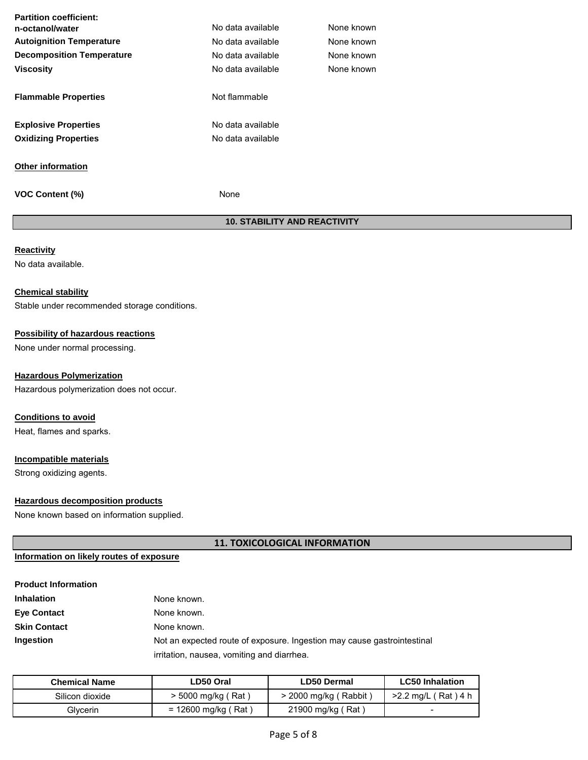| | | |
|---|---|---|
| **Partition coefficient: n-octanol/water** | No data available | None known |
| **Autoignition Temperature** | No data available | None known |
| **Decomposition Temperature** | No data available | None known |
| **Viscosity** | No data available | None known |

**Flammable Properties** Not flammable

**Explosive Properties** No data available

**Oxidizing Properties** No data available

**Other information**

**VOC Content (%)** None

## 10. STABILITY AND REACTIVITY

**Reactivity**

No data available.

**Chemical stability**

Stable under recommended storage conditions.

**Possibility of hazardous reactions**

None under normal processing.

**Hazardous Polymerization**

Hazardous polymerization does not occur.

**Conditions to avoid**

Heat, flames and sparks.

**Incompatible materials**

Strong oxidizing agents.

**Hazardous decomposition products**

None known based on information supplied.

## 11. TOXICOLOGICAL INFORMATION

**Information on likely routes of exposure**

**Product Information**

**Inhalation** None known.

**Eye Contact** None known.

**Skin Contact** None known.

**Ingestion** Not an expected route of exposure. Ingestion may cause gastrointestinal irritation, nausea, vomiting and diarrhea.

| Chemical Name | LD50 Oral | LD50 Dermal | LC50 Inhalation |
|---|---|---|---|
| Silicon dioxide | > 5000 mg/kg ( Rat ) | > 2000 mg/kg ( Rabbit ) | >2.2 mg/L ( Rat ) 4 h |
| Glycerin | = 12600 mg/kg ( Rat ) | 21900 mg/kg ( Rat ) | - |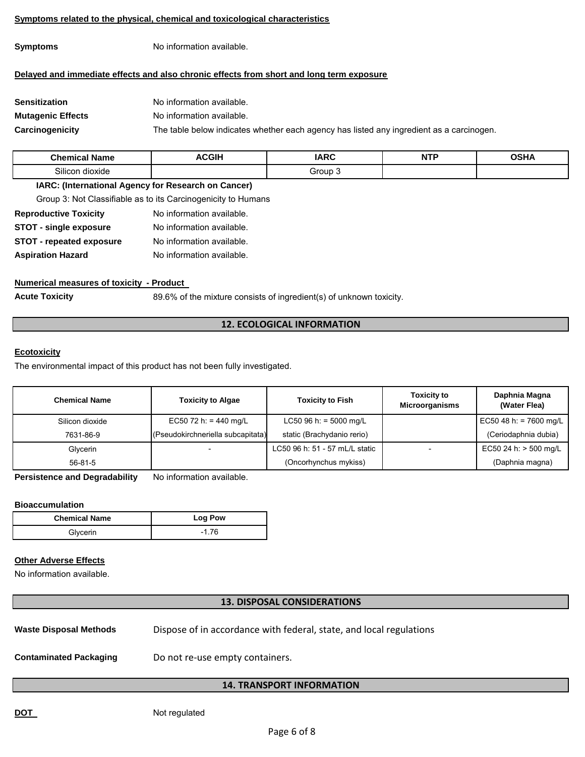**Symptoms related to the physical, chemical and toxicological characteristics**

**Symptoms** No information available.

**Delayed and immediate effects and also chronic effects from short and long term exposure**

**Sensitization** No information available.

**Mutagenic Effects** No information available.

**Carcinogenicity** The table below indicates whether each agency has listed any ingredient as a carcinogen.

| Chemical Name | ACGIH | IARC | NTP | OSHA |
|---|---|---|---|---|
| Silicon dioxide | | Group 3 | | |

**IARC: (International Agency for Research on Cancer)**

Group 3: Not Classifiable as to its Carcinogenicity to Humans

**Reproductive Toxicity** No information available.

**STOT - single exposure** No information available.

**STOT - repeated exposure** No information available.

**Aspiration Hazard** No information available.

**Numerical measures of toxicity - Product**

**Acute Toxicity** 89.6% of the mixture consists of ingredient(s) of unknown toxicity.

## 12. ECOLOGICAL INFORMATION

**Ecotoxicity**

The environmental impact of this product has not been fully investigated.

| Chemical Name | Toxicity to Algae | Toxicity to Fish | Toxicity to Microorganisms | Daphnia Magna (Water Flea) |
|---|---|---|---|---|
| Silicon dioxide 7631-86-9 | EC50 72 h: = 440 mg/L (Pseudokirchneriella subcapitata) | LC50 96 h: = 5000 mg/L static (Brachydanio rerio) | | EC50 48 h: = 7600 mg/L (Ceriodaphnia dubia) |
| Glycerin 56-81-5 | - | LC50 96 h: 51 - 57 mL/L static (Oncorhynchus mykiss) | - | EC50 24 h: > 500 mg/L (Daphnia magna) |

**Persistence and Degradability** No information available.

**Bioaccumulation**

| Chemical Name | Log Pow |
|---|---|
| Glycerin | -1.76 |

**Other Adverse Effects**

No information available.

## 13. DISPOSAL CONSIDERATIONS

**Waste Disposal Methods** Dispose of in accordance with federal, state, and local regulations

**Contaminated Packaging** Do not re-use empty containers.

## 14. TRANSPORT INFORMATION

**DOT** Not regulated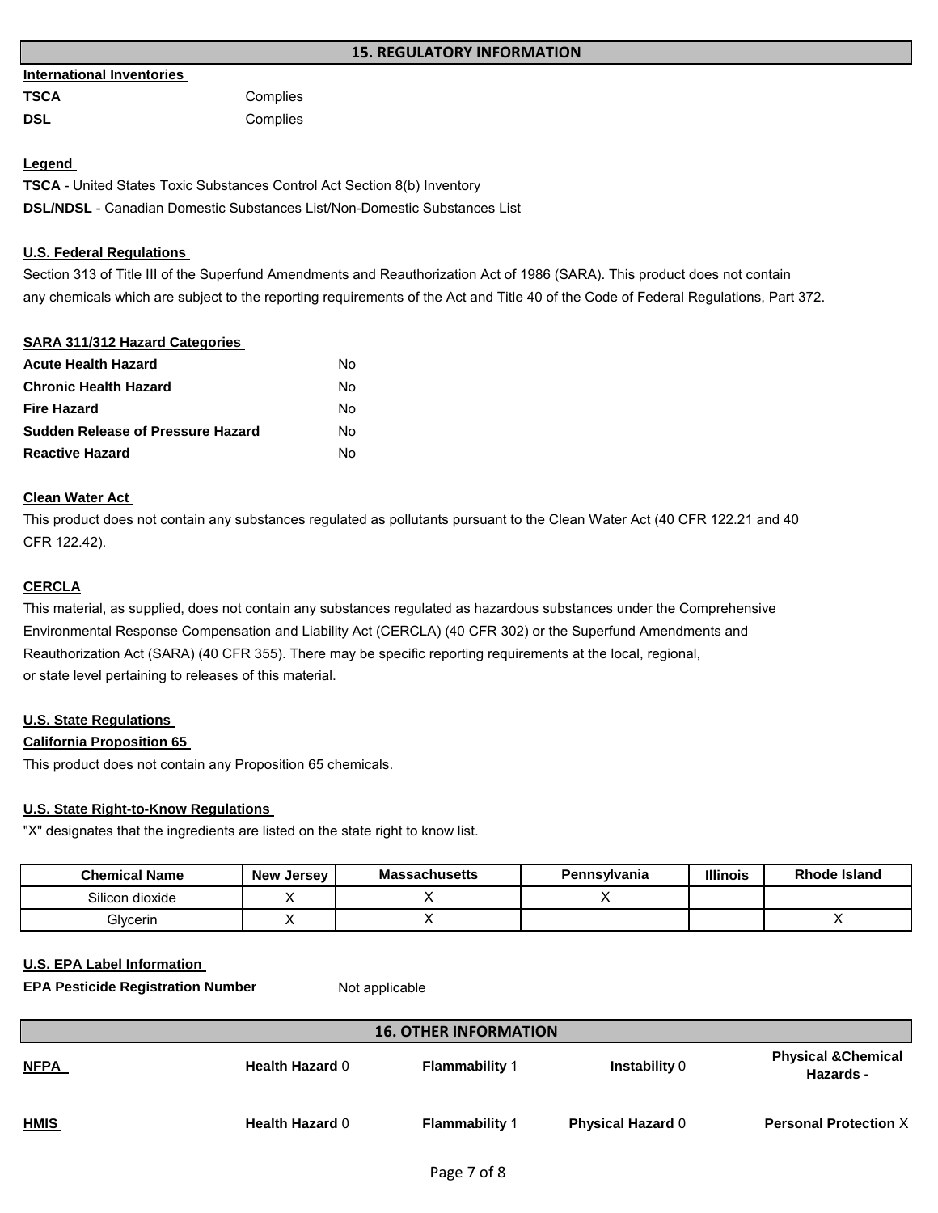## 15. REGULATORY INFORMATION

**International Inventories**

**TSCA** Complies

**DSL** Complies

**Legend**

**TSCA** - United States Toxic Substances Control Act Section 8(b) Inventory

**DSL/NDSL** - Canadian Domestic Substances List/Non-Domestic Substances List

**U.S. Federal Regulations**

Section 313 of Title III of the Superfund Amendments and Reauthorization Act of 1986 (SARA). This product does not contain any chemicals which are subject to the reporting requirements of the Act and Title 40 of the Code of Federal Regulations, Part 372.

**SARA 311/312 Hazard Categories**

| | |
|---|---|
| **Acute Health Hazard** | No |
| **Chronic Health Hazard** | No |
| **Fire Hazard** | No |
| **Sudden Release of Pressure Hazard** | No |
| **Reactive Hazard** | No |

**Clean Water Act**

This product does not contain any substances regulated as pollutants pursuant to the Clean Water Act (40 CFR 122.21 and 40 CFR 122.42).

**CERCLA**

This material, as supplied, does not contain any substances regulated as hazardous substances under the Comprehensive Environmental Response Compensation and Liability Act (CERCLA) (40 CFR 302) or the Superfund Amendments and Reauthorization Act (SARA) (40 CFR 355). There may be specific reporting requirements at the local, regional, or state level pertaining to releases of this material.

**U.S. State Regulations**

**California Proposition 65**

This product does not contain any Proposition 65 chemicals.

**U.S. State Right-to-Know Regulations**

"X" designates that the ingredients are listed on the state right to know list.

| Chemical Name | New Jersey | Massachusetts | Pennsylvania | Illinois | Rhode Island |
|---|---|---|---|---|---|
| Silicon dioxide | X | X | X | | |
| Glycerin | X | X | | | X |

**U.S. EPA Label Information**

**EPA Pesticide Registration Number** Not applicable

## 16. OTHER INFORMATION

| | | | | |
|---|---|---|---|---|
| **NFPA** | **Health Hazard** 0 | **Flammability** 1 | **Instability** 0 | **Physical &Chemical Hazards** - |
| **HMIS** | **Health Hazard** 0 | **Flammability** 1 | **Physical Hazard** 0 | **Personal Protection** X |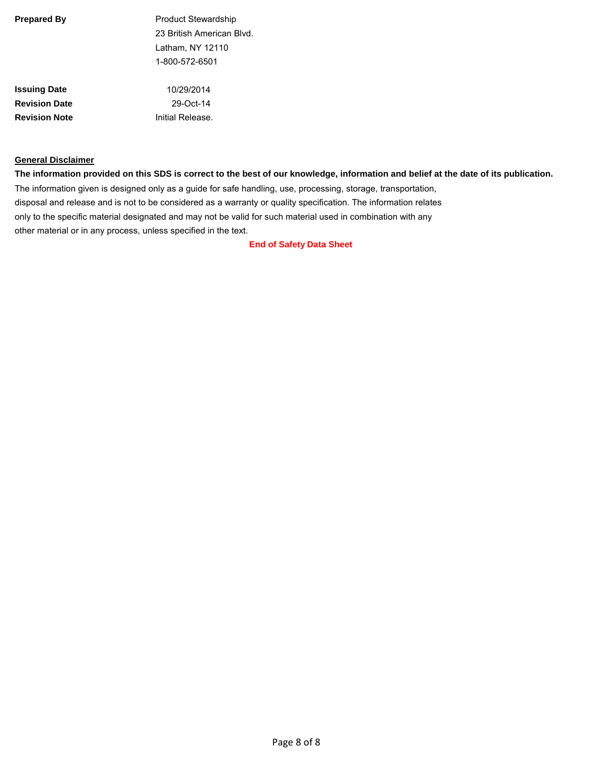| | |
|---|---|
| **Prepared By** | Product Stewardship<br>23 British American Blvd.<br>Latham, NY 12110<br>1-800-572-6501 |
| **Issuing Date** | 10/29/2014 |
| **Revision Date** | 29-Oct-14 |
| **Revision Note** | Initial Release. |

**General Disclaimer**

**The information provided on this SDS is correct to the best of our knowledge, information and belief at the date of its publication.**
The information given is designed only as a guide for safe handling, use, processing, storage, transportation, disposal and release and is not to be considered as a warranty or quality specification. The information relates only to the specific material designated and may not be valid for such material used in combination with any other material or in any process, unless specified in the text.

**End of Safety Data Sheet**